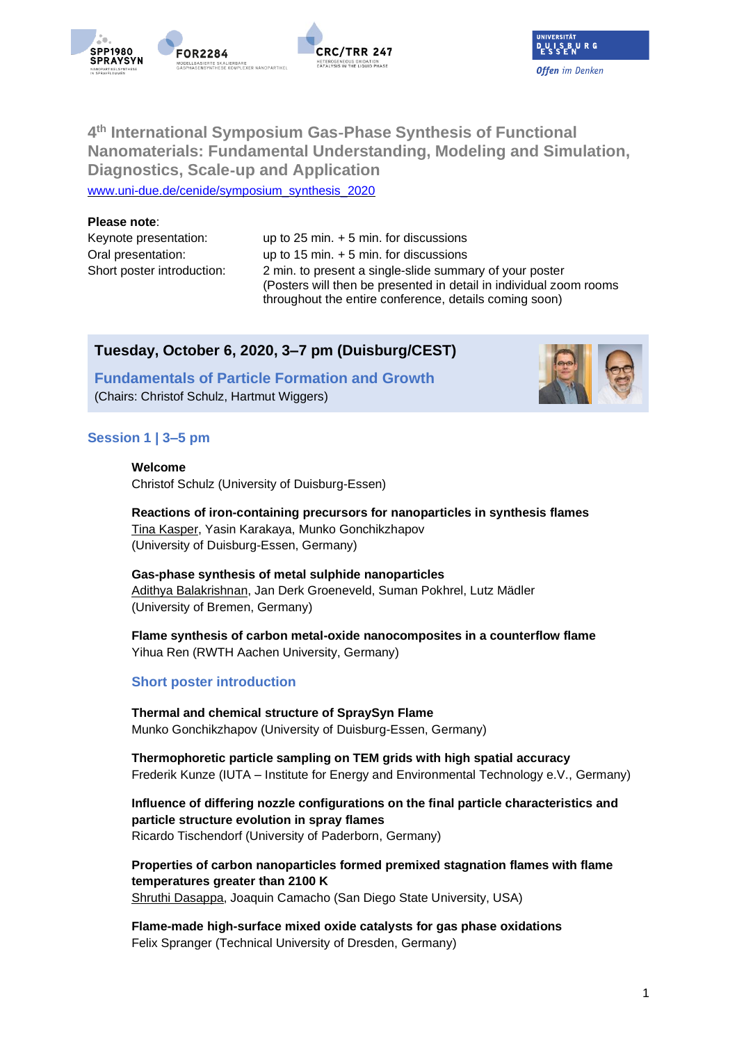# 4th International Symposium Gas-Phase Synthesis of Functional Nanomaterials: Fundamental Understanding, Modeling and Simulation, Diagnostics, Scale-up and Application

[www.uni-due.de/cenide/symposium_synthesis_2020](www.uni-due.de/cenide/symposium_synthesis_2020)

**Please note**:

| | |
|---|---|
| Keynote presentation: | up to 25 min. + 5 min. for discussions |
| Oral presentation: | up to 15 min. + 5 min. for discussions |
| Short poster introduction: | 2 min. to present a single-slide summary of your poster (Posters will then be presented in detail in individual zoom rooms throughout the entire conference, details coming soon) |

## Tuesday, October 6, 2020, 3–7 pm (Duisburg/CEST)

### Fundamentals of Particle Formation and Growth

(Chairs: Christof Schulz, Hartmut Wiggers)

### Session 1 | 3–5 pm

**Welcome**
Christof Schulz (University of Duisburg-Essen)

**Reactions of iron-containing precursors for nanoparticles in synthesis flames**
Tina Kasper, Yasin Karakaya, Munko Gonchikzhapov
(University of Duisburg-Essen, Germany)

**Gas-phase synthesis of metal sulphide nanoparticles**
Adithya Balakrishnan, Jan Derk Groeneveld, Suman Pokhrel, Lutz Mädler
(University of Bremen, Germany)

**Flame synthesis of carbon metal-oxide nanocomposites in a counterflow flame**
Yihua Ren (RWTH Aachen University, Germany)

#### Short poster introduction

**Thermal and chemical structure of SpraySyn Flame**
Munko Gonchikzhapov (University of Duisburg-Essen, Germany)

**Thermophoretic particle sampling on TEM grids with high spatial accuracy**
Frederik Kunze (IUTA – Institute for Energy and Environmental Technology e.V., Germany)

**Influence of differing nozzle configurations on the final particle characteristics and particle structure evolution in spray flames**
Ricardo Tischendorf (University of Paderborn, Germany)

**Properties of carbon nanoparticles formed premixed stagnation flames with flame temperatures greater than 2100 K**
Shruthi Dasappa, Joaquin Camacho (San Diego State University, USA)

**Flame-made high-surface mixed oxide catalysts for gas phase oxidations**
Felix Spranger (Technical University of Dresden, Germany)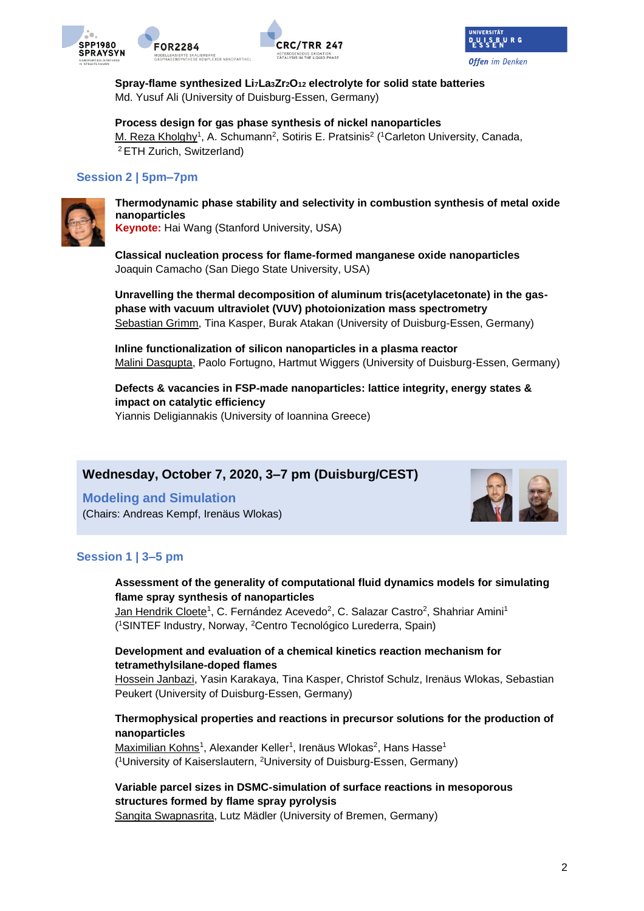**Spray-flame synthesized $Li_7La_3Zr_2O_{12}$ electrolyte for solid state batteries**
Md. Yusuf Ali (University of Duisburg-Essen, Germany)

**Process design for gas phase synthesis of nickel nanoparticles**
M. Reza Kholghy[1], A. Schumann[2], Sotiris E. Pratsinis[2] ([1]Carleton University, Canada, [2]ETH Zurich, Switzerland)

### Session 2 | 5pm–7pm

**Thermodynamic phase stability and selectivity in combustion synthesis of metal oxide nanoparticles**
**Keynote:** Hai Wang (Stanford University, USA)

**Classical nucleation process for flame-formed manganese oxide nanoparticles**
Joaquin Camacho (San Diego State University, USA)

**Unravelling the thermal decomposition of aluminum tris(acetylacetonate) in the gas-phase with vacuum ultraviolet (VUV) photoionization mass spectrometry**
Sebastian Grimm, Tina Kasper, Burak Atakan (University of Duisburg-Essen, Germany)

**Inline functionalization of silicon nanoparticles in a plasma reactor**
Malini Dasgupta, Paolo Fortugno, Hartmut Wiggers (University of Duisburg-Essen, Germany)

**Defects & vacancies in FSP-made nanoparticles: lattice integrity, energy states & impact on catalytic efficiency**
Yiannis Deligiannakis (University of Ioannina Greece)

## Wednesday, October 7, 2020, 3–7 pm (Duisburg/CEST)

### Modeling and Simulation

(Chairs: Andreas Kempf, Irenäus Wlokas)

### Session 1 | 3–5 pm

**Assessment of the generality of computational fluid dynamics models for simulating flame spray synthesis of nanoparticles**
Jan Hendrik Cloete[1], C. Fernández Acevedo[2], C. Salazar Castro[2], Shahriar Amini[1] ([1]SINTEF Industry, Norway, [2]Centro Tecnológico Lurederra, Spain)

**Development and evaluation of a chemical kinetics reaction mechanism for tetramethylsilane-doped flames**
Hossein Janbazi, Yasin Karakaya, Tina Kasper, Christof Schulz, Irenäus Wlokas, Sebastian Peukert (University of Duisburg-Essen, Germany)

**Thermophysical properties and reactions in precursor solutions for the production of nanoparticles**
Maximilian Kohns[1], Alexander Keller[1], Irenäus Wlokas[2], Hans Hasse[1] ([1]University of Kaiserslautern, [2]University of Duisburg-Essen, Germany)

**Variable parcel sizes in DSMC-simulation of surface reactions in mesoporous structures formed by flame spray pyrolysis**
Sangita Swapnasrita, Lutz Mädler (University of Bremen, Germany)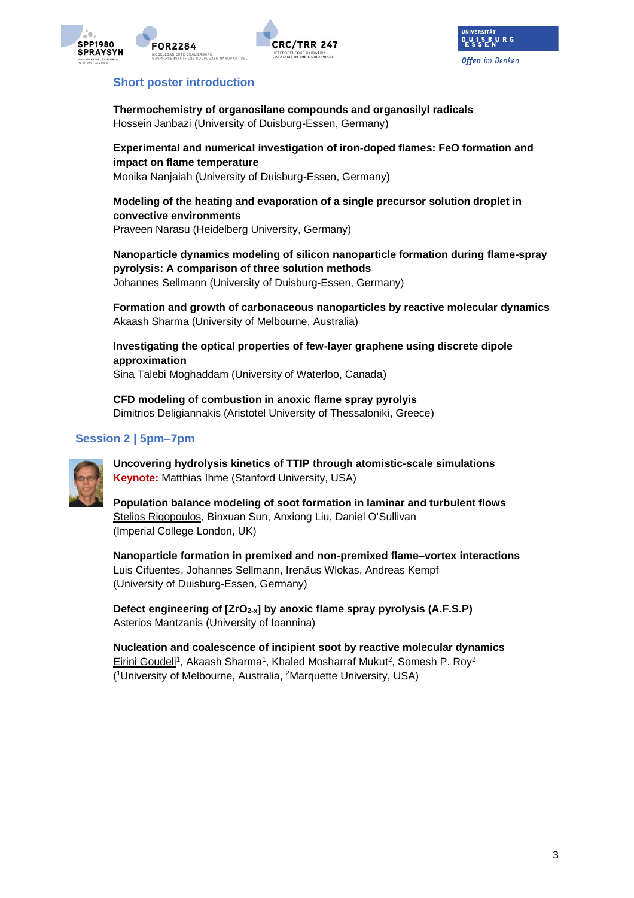## Short poster introduction

**Thermochemistry of organosilane compounds and organosilyl radicals**
Hossein Janbazi (University of Duisburg-Essen, Germany)

**Experimental and numerical investigation of iron-doped flames: FeO formation and impact on flame temperature**
Monika Nanjaiah (University of Duisburg-Essen, Germany)

**Modeling of the heating and evaporation of a single precursor solution droplet in convective environments**
Praveen Narasu (Heidelberg University, Germany)

**Nanoparticle dynamics modeling of silicon nanoparticle formation during flame-spray pyrolysis: A comparison of three solution methods**
Johannes Sellmann (University of Duisburg-Essen, Germany)

**Formation and growth of carbonaceous nanoparticles by reactive molecular dynamics**
Akaash Sharma (University of Melbourne, Australia)

**Investigating the optical properties of few-layer graphene using discrete dipole approximation**
Sina Talebi Moghaddam (University of Waterloo, Canada)

**CFD modeling of combustion in anoxic flame spray pyrolyis**
Dimitrios Deligiannakis (Aristotel University of Thessaloniki, Greece)

## Session 2 | 5pm–7pm

**Uncovering hydrolysis kinetics of TTIP through atomistic-scale simulations**
**Keynote:** Matthias Ihme (Stanford University, USA)

**Population balance modeling of soot formation in laminar and turbulent flows**
Stelios Rigopoulos, Binxuan Sun, Anxiong Liu, Daniel O'Sullivan
(Imperial College London, UK)

**Nanoparticle formation in premixed and non-premixed flame–vortex interactions**
Luis Cifuentes, Johannes Sellmann, Irenäus Wlokas, Andreas Kempf
(University of Duisburg-Essen, Germany)

**Defect engineering of [$ZrO_{2-x}$] by anoxic flame spray pyrolysis (A.F.S.P)**
Asterios Mantzanis (University of Ioannina)

**Nucleation and coalescence of incipient soot by reactive molecular dynamics**
Eirini Goudeli[1], Akaash Sharma[1], Khaled Mosharraf Mukut[2], Somesh P. Roy[2]
([1]University of Melbourne, Australia, [2]Marquette University, USA)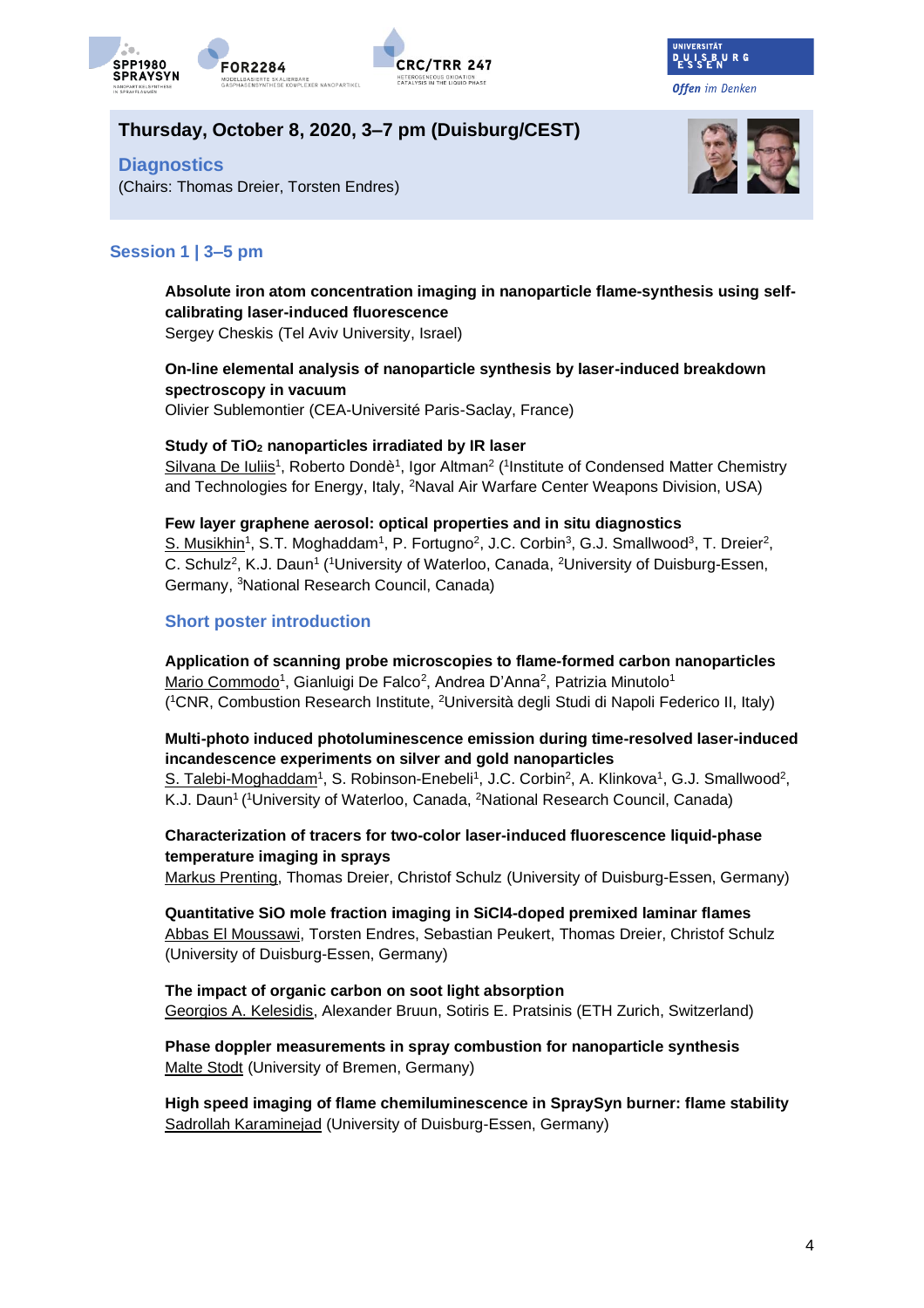## Thursday, October 8, 2020, 3–7 pm (Duisburg/CEST)

### Diagnostics

(Chairs: Thomas Dreier, Torsten Endres)

### Session 1 | 3–5 pm

**Absolute iron atom concentration imaging in nanoparticle flame-synthesis using self-calibrating laser-induced fluorescence**
Sergey Cheskis (Tel Aviv University, Israel)

**On-line elemental analysis of nanoparticle synthesis by laser-induced breakdown spectroscopy in vacuum**
Olivier Sublemontier (CEA-Université Paris-Saclay, France)

**Study of $TiO_2$ nanoparticles irradiated by IR laser**
Silvana De Iuliis[1], Roberto Dondè[1], Igor Altman[2] ([1]Institute of Condensed Matter Chemistry and Technologies for Energy, Italy, [2]Naval Air Warfare Center Weapons Division, USA)

**Few layer graphene aerosol: optical properties and in situ diagnostics**
S. Musikhin[1], S.T. Moghaddam[1], P. Fortugno[2], J.C. Corbin[3], G.J. Smallwood[3], T. Dreier[2], C. Schulz[2], K.J. Daun[1] ([1]University of Waterloo, Canada, [2]University of Duisburg-Essen, Germany, [3]National Research Council, Canada)

#### Short poster introduction

**Application of scanning probe microscopies to flame-formed carbon nanoparticles**
Mario Commodo[1], Gianluigi De Falco[2], Andrea D'Anna[2], Patrizia Minutolo[1] ([1]CNR, Combustion Research Institute, [2]Università degli Studi di Napoli Federico II, Italy)

**Multi-photo induced photoluminescence emission during time-resolved laser-induced incandescence experiments on silver and gold nanoparticles**
S. Talebi-Moghaddam[1], S. Robinson-Enebeli[1], J.C. Corbin[2], A. Klinkova[1], G.J. Smallwood[2], K.J. Daun[1] ([1]University of Waterloo, Canada, [2]National Research Council, Canada)

**Characterization of tracers for two-color laser-induced fluorescence liquid-phase temperature imaging in sprays**
Markus Prenting, Thomas Dreier, Christof Schulz (University of Duisburg-Essen, Germany)

**Quantitative SiO mole fraction imaging in SiCl4-doped premixed laminar flames**
Abbas El Moussawi, Torsten Endres, Sebastian Peukert, Thomas Dreier, Christof Schulz (University of Duisburg-Essen, Germany)

**The impact of organic carbon on soot light absorption**
Georgios A. Kelesidis, Alexander Bruun, Sotiris E. Pratsinis (ETH Zurich, Switzerland)

**Phase doppler measurements in spray combustion for nanoparticle synthesis**
Malte Stodt (University of Bremen, Germany)

**High speed imaging of flame chemiluminescence in SpraySyn burner: flame stability**
Sadrollah Karaminejad (University of Duisburg-Essen, Germany)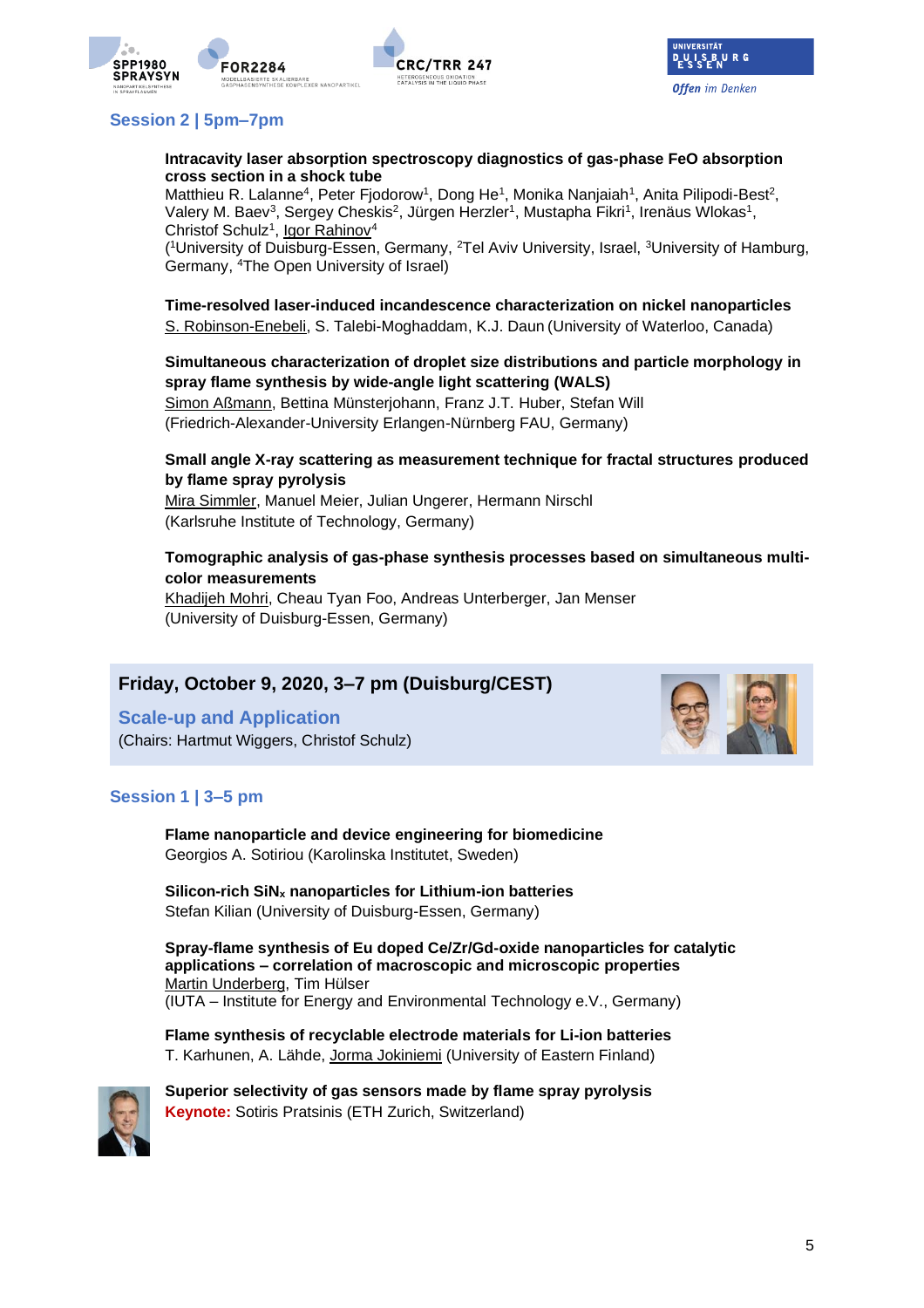## Session 2 | 5pm–7pm

**Intracavity laser absorption spectroscopy diagnostics of gas-phase FeO absorption cross section in a shock tube**
Matthieu R. Lalanne[4], Peter Fjodorow[1], Dong He[1], Monika Nanjaiah[1], Anita Pilipodi-Best[2], Valery M. Baev[3], Sergey Cheskis[2], Jürgen Herzler[1], Mustapha Fikri[1], Irenäus Wlokas[1], Christof Schulz[1], Igor Rahinov[4]
([1]University of Duisburg-Essen, Germany, [2]Tel Aviv University, Israel, [3]University of Hamburg, Germany, [4]The Open University of Israel)

**Time-resolved laser-induced incandescence characterization on nickel nanoparticles**
S. Robinson-Enebeli, S. Talebi-Moghaddam, K.J. Daun (University of Waterloo, Canada)

**Simultaneous characterization of droplet size distributions and particle morphology in spray flame synthesis by wide-angle light scattering (WALS)**
Simon Aßmann, Bettina Münsterjohann, Franz J.T. Huber, Stefan Will
(Friedrich-Alexander-University Erlangen-Nürnberg FAU, Germany)

**Small angle X-ray scattering as measurement technique for fractal structures produced by flame spray pyrolysis**
Mira Simmler, Manuel Meier, Julian Ungerer, Hermann Nirschl
(Karlsruhe Institute of Technology, Germany)

**Tomographic analysis of gas-phase synthesis processes based on simultaneous multi-color measurements**
Khadijeh Mohri, Cheau Tyan Foo, Andreas Unterberger, Jan Menser
(University of Duisburg-Essen, Germany)

## Friday, October 9, 2020, 3–7 pm (Duisburg/CEST)

### Scale-up and Application

(Chairs: Hartmut Wiggers, Christof Schulz)

## Session 1 | 3–5 pm

**Flame nanoparticle and device engineering for biomedicine**
Georgios A. Sotiriou (Karolinska Institutet, Sweden)

**Silicon-rich $SiN_x$ nanoparticles for Lithium-ion batteries**
Stefan Kilian (University of Duisburg-Essen, Germany)

**Spray-flame synthesis of Eu doped Ce/Zr/Gd-oxide nanoparticles for catalytic applications – correlation of macroscopic and microscopic properties**
Martin Underberg, Tim Hülser
(IUTA – Institute for Energy and Environmental Technology e.V., Germany)

**Flame synthesis of recyclable electrode materials for Li-ion batteries**
T. Karhunen, A. Lähde, Jorma Jokiniemi (University of Eastern Finland)

**Superior selectivity of gas sensors made by flame spray pyrolysis**
**Keynote:** Sotiris Pratsinis (ETH Zurich, Switzerland)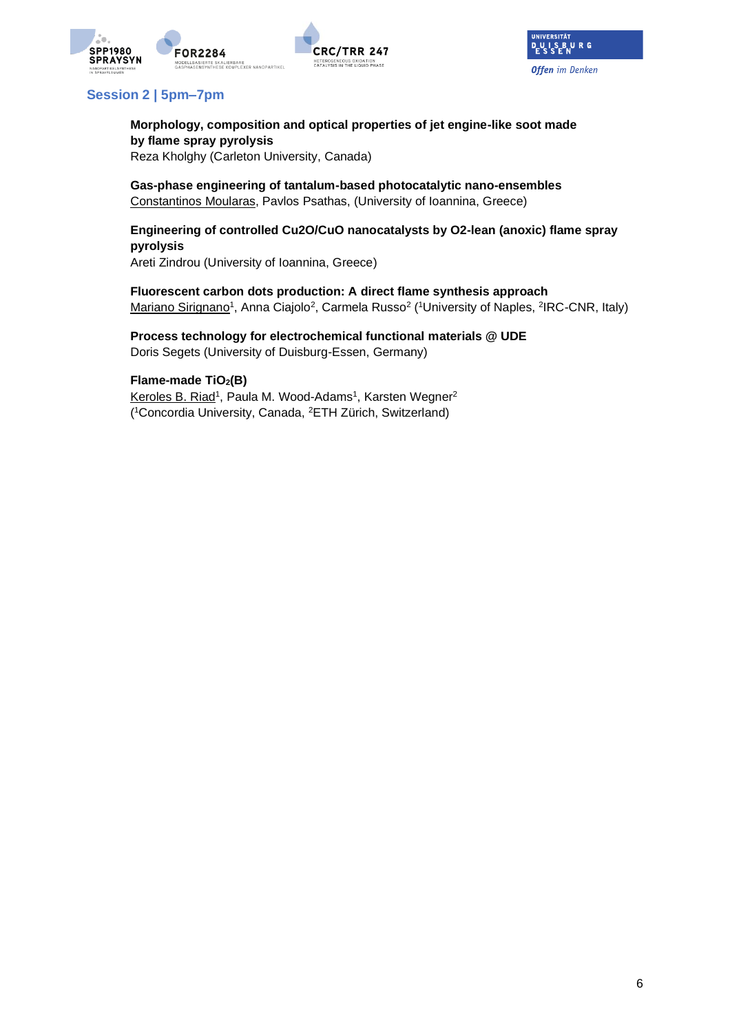## Session 2 | 5pm–7pm

**Morphology, composition and optical properties of jet engine-like soot made by flame spray pyrolysis**
Reza Kholghy (Carleton University, Canada)

**Gas-phase engineering of tantalum-based photocatalytic nano-ensembles**
Constantinos Moularas, Pavlos Psathas, (University of Ioannina, Greece)

**Engineering of controlled Cu2O/CuO nanocatalysts by O2-lean (anoxic) flame spray pyrolysis**
Areti Zindrou (University of Ioannina, Greece)

**Fluorescent carbon dots production: A direct flame synthesis approach**
Mariano Sirignano[1], Anna Ciajolo[2], Carmela Russo[2] ([1]University of Naples, [2]IRC-CNR, Italy)

**Process technology for electrochemical functional materials @ UDE**
Doris Segets (University of Duisburg-Essen, Germany)

**Flame-made $TiO_2$(B)**
Keroles B. Riad[1], Paula M. Wood-Adams[1], Karsten Wegner[2]
([1]Concordia University, Canada, [2]ETH Zürich, Switzerland)